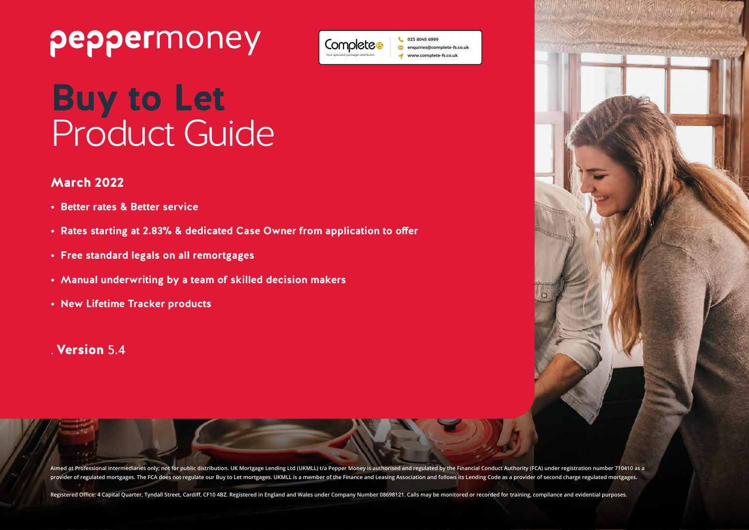peppermoney

Complete FS — Your specialist packager distributor
023 8045 6999
enquiries@complete-fs.co.uk
www.complete-fs.co.uk

# Buy to Let Product Guide

## March 2022

- Better rates & Better service
- Rates starting at 2.83% & dedicated Case Owner from application to offer
- Free standard legals on all remortgages
- Manual underwriting by a team of skilled decision makers
- New Lifetime Tracker products

. **Version** 5.4

Aimed at Professional intermediaries only; not for public distribution. UK Mortgage Lending Ltd (UKMLL) t/a Pepper Money is authorised and regulated by the Financial Conduct Authority (FCA) under registration number 710410 as a provider of regulated mortgages. The FCA does not regulate our Buy to Let mortgages. UKMLL is a member of the Finance and Leasing Association and follows its Lending Code as a provider of second charge regulated mortgages.

Registered Office: 4 Capital Quarter, Tyndall Street, Cardiff, CF10 4BZ. Registered in England and Wales under Company Number 08698121. Calls may be monitored or recorded for training, compliance and evidential purposes.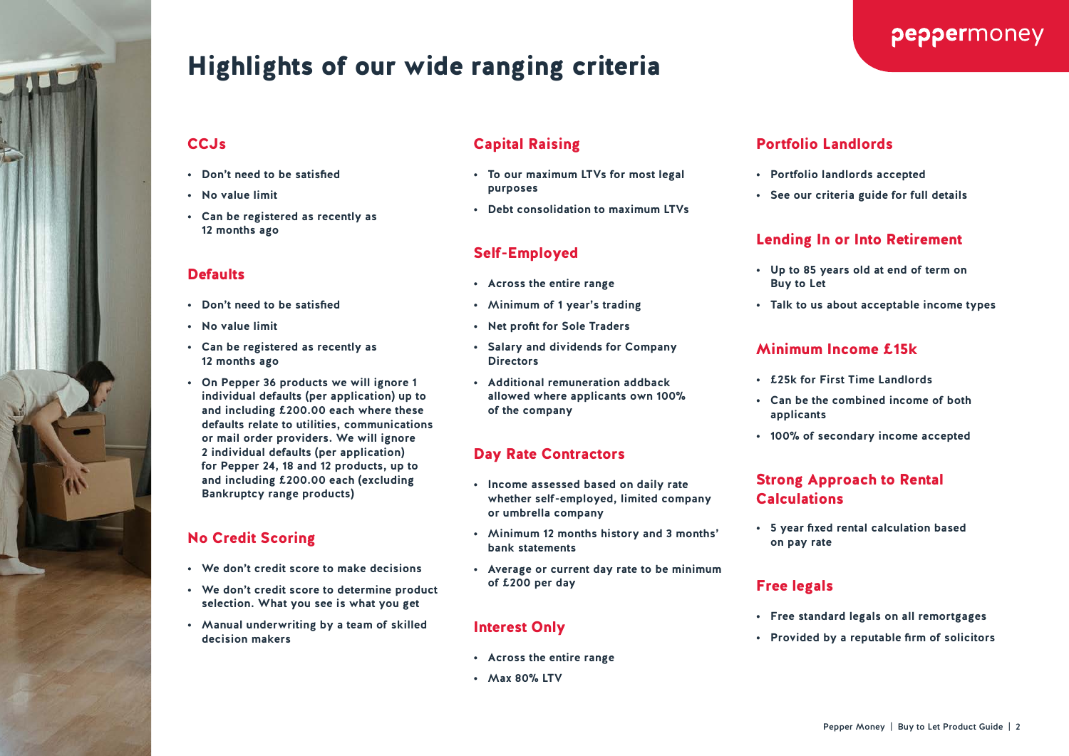# Highlights of our wide ranging criteria

## CCJs

- Don't need to be satisfied
- No value limit
- Can be registered as recently as 12 months ago

## Defaults

- Don't need to be satisfied
- No value limit
- Can be registered as recently as 12 months ago
- On Pepper 36 products we will ignore 1 individual defaults (per application) up to and including £200.00 each where these defaults relate to utilities, communications or mail order providers. We will ignore 2 individual defaults (per application) for Pepper 24, 18 and 12 products, up to and including £200.00 each (excluding Bankruptcy range products)

## No Credit Scoring

- We don't credit score to make decisions
- We don't credit score to determine product selection. What you see is what you get
- Manual underwriting by a team of skilled decision makers

## Capital Raising

- To our maximum LTVs for most legal purposes
- Debt consolidation to maximum LTVs

## Self-Employed

- Across the entire range
- Minimum of 1 year's trading
- Net profit for Sole Traders
- Salary and dividends for Company Directors
- Additional remuneration addback allowed where applicants own 100% of the company

## Day Rate Contractors

- Income assessed based on daily rate whether self-employed, limited company or umbrella company
- Minimum 12 months history and 3 months' bank statements
- Average or current day rate to be minimum of £200 per day

## Interest Only

- Across the entire range
- Max 80% LTV

## Portfolio Landlords

- Portfolio landlords accepted
- See our criteria guide for full details

## Lending In or Into Retirement

- Up to 85 years old at end of term on Buy to Let
- Talk to us about acceptable income types

## Minimum Income £15k

- £25k for First Time Landlords
- Can be the combined income of both applicants
- 100% of secondary income accepted

## Strong Approach to Rental Calculations

- 5 year fixed rental calculation based on pay rate

## Free legals

- Free standard legals on all remortgages
- Provided by a reputable firm of solicitors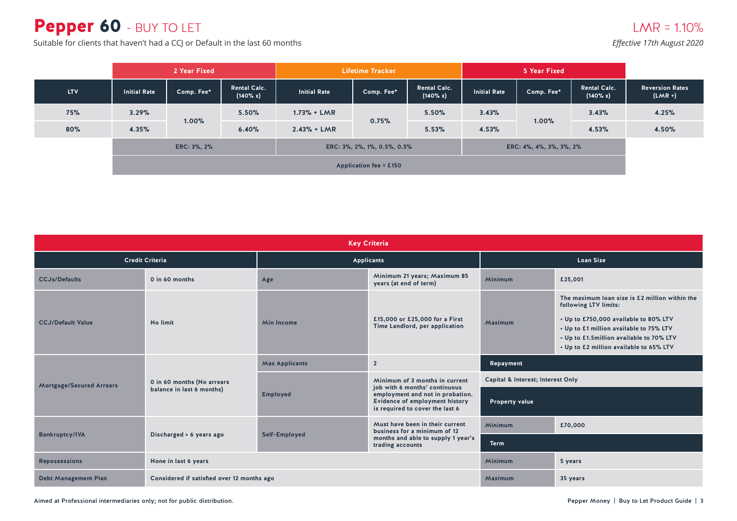# Pepper 60 - BUY TO LET

Suitable for clients that haven't had a CCJ or Default in the last 60 months

LMR = 1.10%

*Effective 17th August 2020*

| | 2 Year Fixed | | | Lifetime Tracker | | | 5 Year Fixed | | | |
|---|---|---|---|---|---|---|---|---|---|---|
| **LTV** | **Initial Rate** | **Comp. Fee*** | **Rental Calc. (140% x)** | **Initial Rate** | **Comp. Fee*** | **Rental Calc. (140% x)** | **Initial Rate** | **Comp. Fee*** | **Rental Calc. (140% x)** | **Reversion Rates (LMR +)** |
| 75% | 3.29% | 1.00% | 5.50% | 1.73% + LMR | 0.75% | 5.50% | 3.43% | 1.00% | 3.43% | 4.25% |
| 80% | 4.35% | | 6.40% | 2.43% + LMR | | 5.53% | 4.53% | | 4.53% | 4.50% |
| | ERC: 3%, 2% | | | ERC: 3%, 2%, 1%, 0.5%, 0.5% | | | ERC: 4%, 4%, 3%, 3%, 2% | | | |
| | Application fee = £150 | | | | | | | | | |

## Key Criteria

| Credit Criteria | | Applicants | | Loan Size | |
|---|---|---|---|---|---|
| CCJs/Defaults | 0 in 60 months | Age | Minimum 21 years; Maximum 85 years (at end of term) | Minimum | £25,001 |
| CCJ/Default Value | No limit | Min Income | £15,000 or £25,000 for a First Time Landlord, per application | Maximum | The maximum loan size is £2 million within the following LTV limits: • Up to £750,000 available to 80% LTV • Up to £1 million available to 75% LTV • Up to £1.5million available to 70% LTV • Up to £2 million available to 65% LTV |
| Mortgage/Secured Arrears | 0 in 60 months (No arrears balance in last 6 months) | Max Applicants | 2 | **Repayment** | |
| | | Employed | Minimum of 3 months in current job with 6 months' continuous employment and not in probation. Evidence of employment history is required to cover the last 6 | Capital & Interest; Interest Only | |
| | | | | **Property value** | |
| Bankruptcy/IVA | Discharged > 6 years ago | Self-Employed | Must have been in their current business for a minimum of 12 months and able to supply 1 year's trading accounts | Minimum | £70,000 |
| | | | | **Term** | |
| Repossessions | None in last 6 years | | | Minimum | 5 years |
| Debt Management Plan | Considered if satisfied over 12 months ago | | | Maximum | 35 years |

Aimed at Professional intermediaries only; not for public distribution.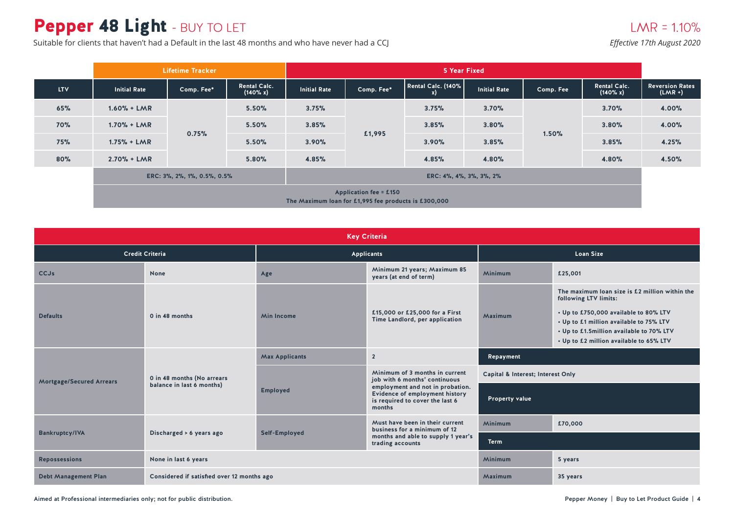# Pepper 48 Light - BUY TO LET

Suitable for clients that haven't had a Default in the last 48 months and who have never had a CCJ

LMR = 1.10%

*Effective 17th August 2020*

| | Lifetime Tracker | | | 5 Year Fixed | | | | | | |
|---|---|---|---|---|---|---|---|---|---|---|
| **LTV** | **Initial Rate** | **Comp. Fee*** | **Rental Calc. (140% x)** | **Initial Rate** | **Comp. Fee*** | **Rental Calc. (140% x)** | **Initial Rate** | **Comp. Fee** | **Rental Calc. (140% x)** | **Reversion Rates (LMR +)** |
| 65% | 1.60% + LMR | 0.75% | 5.50% | 3.75% | £1,995 | 3.75% | 3.70% | 1.50% | 3.70% | 4.00% |
| 70% | 1.70% + LMR | | 5.50% | 3.85% | | 3.85% | 3.80% | | 3.80% | 4.00% |
| 75% | 1.75% + LMR | | 5.50% | 3.90% | | 3.90% | 3.85% | | 3.85% | 4.25% |
| 80% | 2.70% + LMR | | 5.80% | 4.85% | | 4.85% | 4.80% | | 4.80% | 4.50% |
| | ERC: 3%, 2%, 1%, 0.5%, 0.5% | | | ERC: 4%, 4%, 3%, 3%, 2% | | | | | | |

Application fee = £150
The Maximum loan for £1,995 fee products is £300,000

## Key Criteria

| Credit Criteria | | Applicants | | Loan Size | |
|---|---|---|---|---|---|
| CCJs | None | Age | Minimum 21 years; Maximum 85 years (at end of term) | Minimum | £25,001 |
| Defaults | 0 in 48 months | Min Income | £15,000 or £25,000 for a First Time Landlord, per application | Maximum | The maximum loan size is £2 million within the following LTV limits: • Up to £750,000 available to 80% LTV • Up to £1 million available to 75% LTV • Up to £1.5million available to 70% LTV • Up to £2 million available to 65% LTV |
| Mortgage/Secured Arrears | 0 in 48 months (No arrears balance in last 6 months) | Max Applicants | 2 | **Repayment** | |
| | | Employed | Minimum of 3 months in current job with 6 months' continuous employment and not in probation. Evidence of employment history is required to cover the last 6 months | Capital & Interest; Interest Only | |
| | | | | **Property value** | |
| Bankruptcy/IVA | Discharged > 6 years ago | Self-Employed | Must have been in their current business for a minimum of 12 months and able to supply 1 year's trading accounts | Minimum | £70,000 |
| | | | | **Term** | |
| Repossessions | None in last 6 years | | | Minimum | 5 years |
| Debt Management Plan | Considered if satisfied over 12 months ago | | | Maximum | 35 years |

Aimed at Professional intermediaries only; not for public distribution.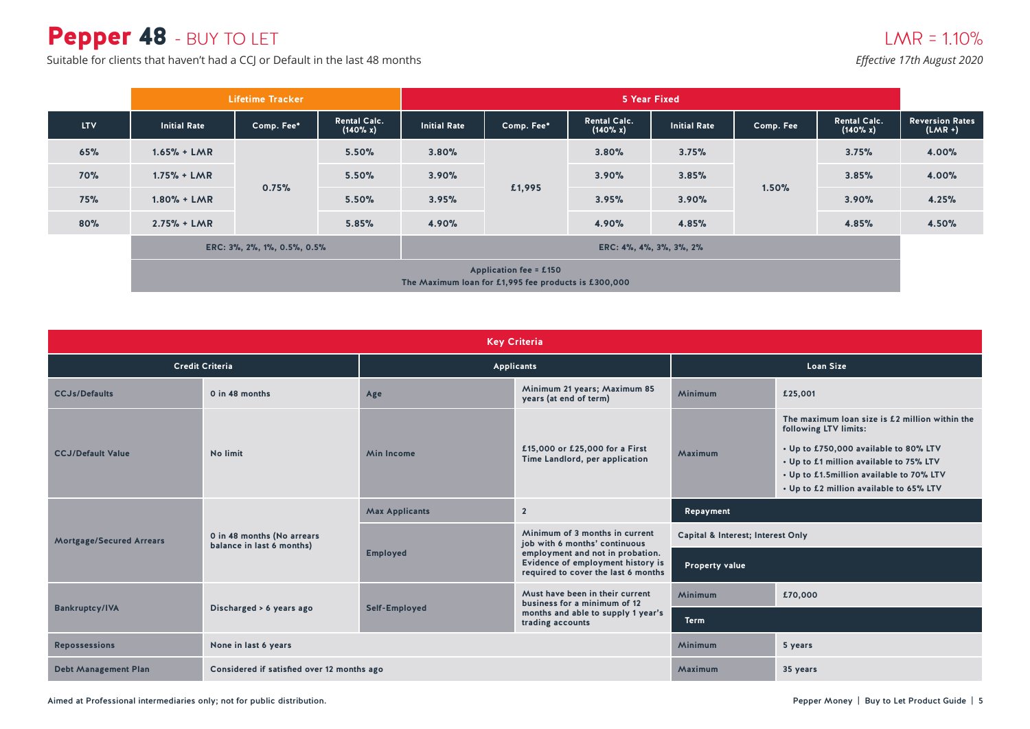# Pepper 48 - BUY TO LET

Suitable for clients that haven't had a CCJ or Default in the last 48 months

LMR = 1.10%

*Effective 17th August 2020*

| | Lifetime Tracker | | | 5 Year Fixed | | | | | | |
|---|---|---|---|---|---|---|---|---|---|---|
| LTV | Initial Rate | Comp. Fee* | Rental Calc. (140% x) | Initial Rate | Comp. Fee* | Rental Calc. (140% x) | Initial Rate | Comp. Fee | Rental Calc. (140% x) | Reversion Rates (LMR +) |
| 65% | 1.65% + LMR | 0.75% | 5.50% | 3.80% | £1,995 | 3.80% | 3.75% | 1.50% | 3.75% | 4.00% |
| 70% | 1.75% + LMR | | 5.50% | 3.90% | | 3.90% | 3.85% | | 3.85% | 4.00% |
| 75% | 1.80% + LMR | | 5.50% | 3.95% | | 3.95% | 3.90% | | 3.90% | 4.25% |
| 80% | 2.75% + LMR | | 5.85% | 4.90% | | 4.90% | 4.85% | | 4.85% | 4.50% |
| | ERC: 3%, 2%, 1%, 0.5%, 0.5% | | | ERC: 4%, 4%, 3%, 3%, 2% | | | | | | |

Application fee = £150
The Maximum loan for £1,995 fee products is £300,000

## Key Criteria

| Credit Criteria | | Applicants | |
|---|---|---|---|
| CCJs/Defaults | 0 in 48 months | Age | Minimum 21 years; Maximum 85 years (at end of term) |
| CCJ/Default Value | No limit | Min Income | £15,000 or £25,000 for a First Time Landlord, per application |
| Mortgage/Secured Arrears | 0 in 48 months (No arrears balance in last 6 months) | Max Applicants | 2 |
| | | Employed | Minimum of 3 months in current job with 6 months' continuous employment and not in probation. Evidence of employment history is required to cover the last 6 months |
| Bankruptcy/IVA | Discharged > 6 years ago | Self-Employed | Must have been in their current business for a minimum of 12 months and able to supply 1 year's trading accounts |
| Repossessions | None in last 6 years | | |
| Debt Management Plan | Considered if satisfied over 12 months ago | | |

| Loan Size | |
|---|---|
| Minimum | £25,001 |
| Maximum | The maximum loan size is £2 million within the following LTV limits:<br>• Up to £750,000 available to 80% LTV<br>• Up to £1 million available to 75% LTV<br>• Up to £1.5million available to 70% LTV<br>• Up to £2 million available to 65% LTV |
| **Repayment** | |
| Capital & Interest; Interest Only | |
| **Property value** | |
| Minimum | £70,000 |
| **Term** | |
| Minimum | 5 years |
| Maximum | 35 years |

Aimed at Professional intermediaries only; not for public distribution.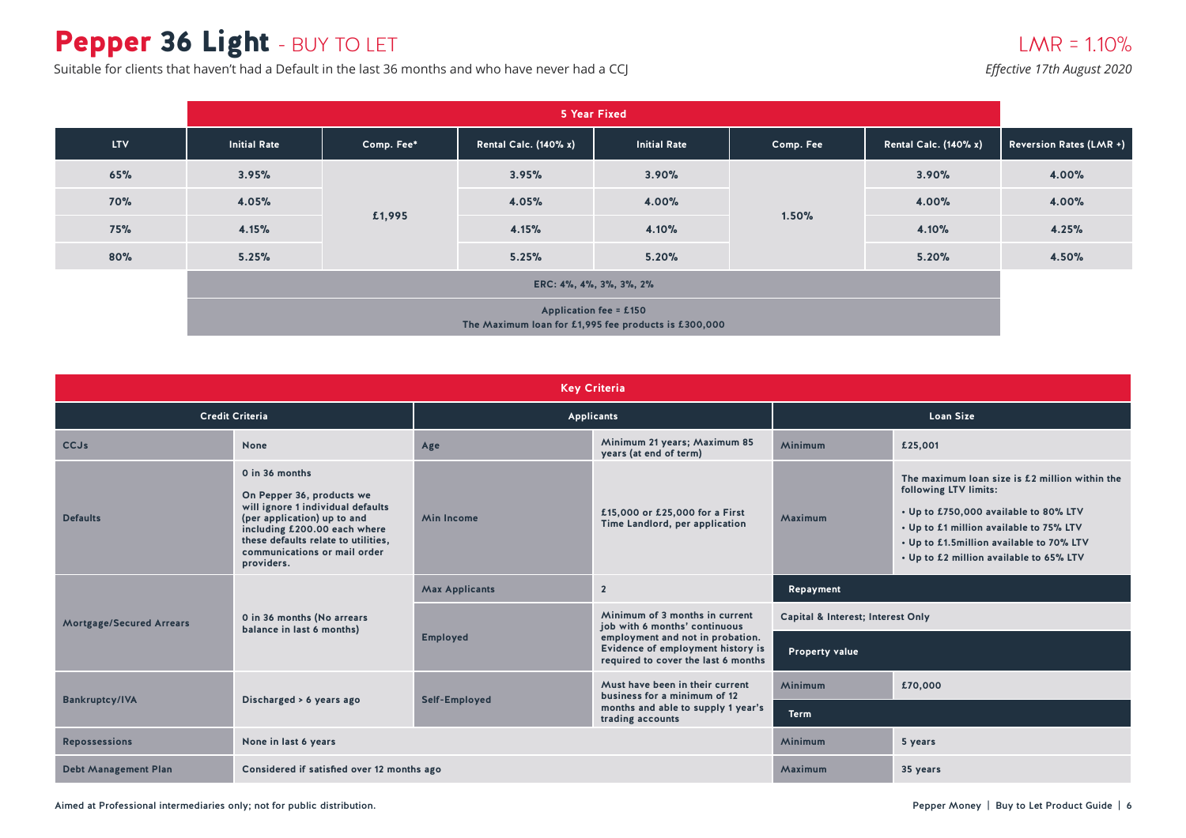# Pepper 36 Light - BUY TO LET

LMR = 1.10%

Suitable for clients that haven't had a Default in the last 36 months and who have never had a CCJ

*Effective 17th August 2020*

| | 5 Year Fixed | | | | | | |
|---|---|---|---|---|---|---|---|
| **LTV** | **Initial Rate** | **Comp. Fee*** | **Rental Calc. (140% x)** | **Initial Rate** | **Comp. Fee** | **Rental Calc. (140% x)** | **Reversion Rates (LMR +)** |
| 65% | 3.95% | £1,995 | 3.95% | 3.90% | 1.50% | 3.90% | 4.00% |
| 70% | 4.05% | £1,995 | 4.05% | 4.00% | 1.50% | 4.00% | 4.00% |
| 75% | 4.15% | £1,995 | 4.15% | 4.10% | 1.50% | 4.10% | 4.25% |
| 80% | 5.25% | £1,995 | 5.25% | 5.20% | 1.50% | 5.20% | 4.50% |
| | ERC: 4%, 4%, 3%, 3%, 2% | | | | | | |
| | Application fee = £150<br>The Maximum loan for £1,995 fee products is £300,000 | | | | | | |

## Key Criteria

| Credit Criteria | | Applicants | | Loan Size | |
|---|---|---|---|---|---|
| CCJs | None | Age | Minimum 21 years; Maximum 85 years (at end of term) | Minimum | £25,001 |
| Defaults | 0 in 36 months<br><br>On Pepper 36, products we will ignore 1 individual defaults (per application) up to and including £200.00 each where these defaults relate to utilities, communications or mail order providers. | Min Income | £15,000 or £25,000 for a First Time Landlord, per application | Maximum | The maximum loan size is £2 million within the following LTV limits:<br>• Up to £750,000 available to 80% LTV<br>• Up to £1 million available to 75% LTV<br>• Up to £1.5million available to 70% LTV<br>• Up to £2 million available to 65% LTV |
| Mortgage/Secured Arrears | 0 in 36 months (No arrears balance in last 6 months) | Max Applicants | 2 | **Repayment** | |
| | | Employed | Minimum of 3 months in current job with 6 months' continuous employment and not in probation. Evidence of employment history is required to cover the last 6 months | Capital & Interest; Interest Only | |
| | | | | **Property value** | |
| Bankruptcy/IVA | Discharged > 6 years ago | Self-Employed | Must have been in their current business for a minimum of 12 months and able to supply 1 year's trading accounts | Minimum | £70,000 |
| | | | | **Term** | |
| Repossessions | None in last 6 years | | | Minimum | 5 years |
| Debt Management Plan | Considered if satisfied over 12 months ago | | | Maximum | 35 years |

Aimed at Professional intermediaries only; not for public distribution.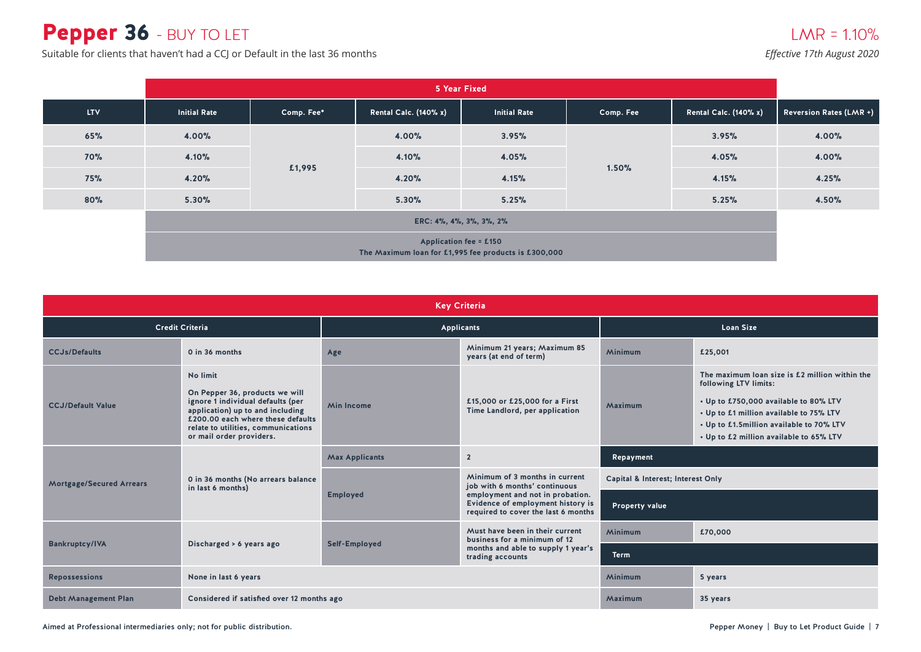# Pepper 36 - BUY TO LET

Suitable for clients that haven't had a CCJ or Default in the last 36 months

LMR = 1.10%

*Effective 17th August 2020*

| | 5 Year Fixed | | | | | | |
|---|---|---|---|---|---|---|---|
| **LTV** | **Initial Rate** | **Comp. Fee*** | **Rental Calc. (140% x)** | **Initial Rate** | **Comp. Fee** | **Rental Calc. (140% x)** | **Reversion Rates (LMR +)** |
| 65% | 4.00% | £1,995 | 4.00% | 3.95% | 1.50% | 3.95% | 4.00% |
| 70% | 4.10% | | 4.10% | 4.05% | | 4.05% | 4.00% |
| 75% | 4.20% | | 4.20% | 4.15% | | 4.15% | 4.25% |
| 80% | 5.30% | | 5.30% | 5.25% | | 5.25% | 4.50% |
| | ERC: 4%, 4%, 3%, 3%, 2% | | | | | | |
| | Application fee = £150<br>The Maximum loan for £1,995 fee products is £300,000 | | | | | | |

## Key Criteria

| Credit Criteria | | Applicants | | Loan Size | |
|---|---|---|---|---|---|
| CCJs/Defaults | 0 in 36 months | Age | Minimum 21 years; Maximum 85 years (at end of term) | Minimum | £25,001 |
| CCJ/Default Value | No limit<br><br>On Pepper 36, products we will ignore 1 individual defaults (per application) up to and including £200.00 each where these defaults relate to utilities, communications or mail order providers. | Min Income | £15,000 or £25,000 for a First Time Landlord, per application | Maximum | The maximum loan size is £2 million within the following LTV limits:<br>• Up to £750,000 available to 80% LTV<br>• Up to £1 million available to 75% LTV<br>• Up to £1.5million available to 70% LTV<br>• Up to £2 million available to 65% LTV |
| Mortgage/Secured Arrears | 0 in 36 months (No arrears balance in last 6 months) | Max Applicants | 2 | **Repayment** | |
| | | Employed | Minimum of 3 months in current job with 6 months' continuous employment and not in probation. Evidence of employment history is required to cover the last 6 months | Capital & Interest; Interest Only | |
| | | | | **Property value** | |
| Bankruptcy/IVA | Discharged > 6 years ago | Self-Employed | Must have been in their current business for a minimum of 12 months and able to supply 1 year's trading accounts | Minimum | £70,000 |
| | | | | **Term** | |
| Repossessions | None in last 6 years | | | Minimum | 5 years |
| Debt Management Plan | Considered if satisfied over 12 months ago | | | Maximum | 35 years |

Aimed at Professional intermediaries only; not for public distribution.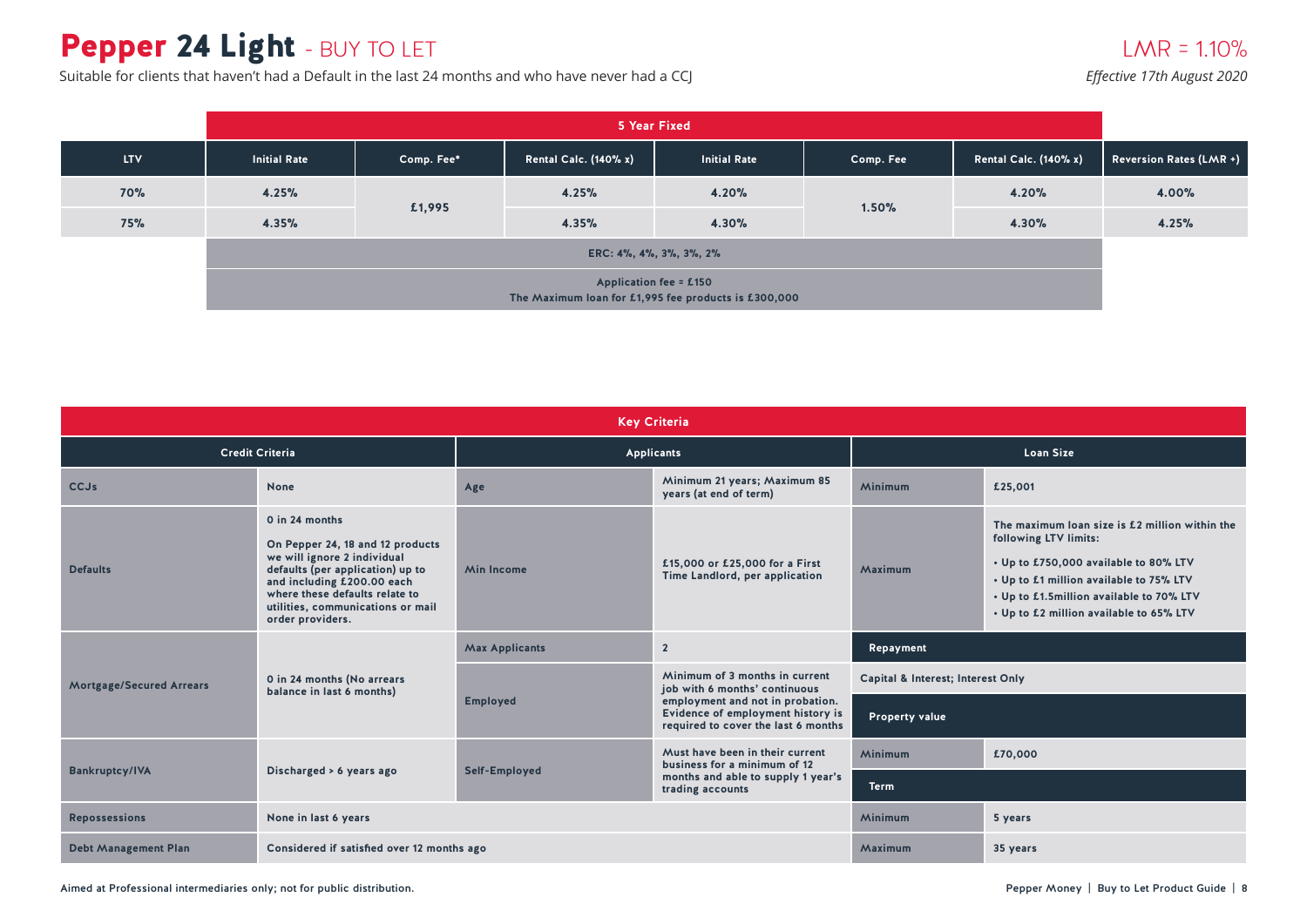# Pepper 24 Light - BUY TO LET

LMR = 1.10%

Suitable for clients that haven't had a Default in the last 24 months and who have never had a CCJ

*Effective 17th August 2020*

| | 5 Year Fixed | | | | | | |
|---|---|---|---|---|---|---|---|
| **LTV** | **Initial Rate** | **Comp. Fee*** | **Rental Calc. (140% x)** | **Initial Rate** | **Comp. Fee** | **Rental Calc. (140% x)** | **Reversion Rates (LMR +)** |
| 70% | 4.25% | £1,995 | 4.25% | 4.20% | 1.50% | 4.20% | 4.00% |
| 75% | 4.35% | | 4.35% | 4.30% | | 4.30% | 4.25% |
| | ERC: 4%, 4%, 3%, 3%, 2% | | | | | | |
| | Application fee = £150<br>The Maximum loan for £1,995 fee products is £300,000 | | | | | | |

## Key Criteria

| Credit Criteria | | Applicants | | Loan Size | |
|---|---|---|---|---|---|
| CCJs | None | Age | Minimum 21 years; Maximum 85 years (at end of term) | Minimum | £25,001 |
| Defaults | 0 in 24 months<br><br>On Pepper 24, 18 and 12 products we will ignore 2 individual defaults (per application) up to and including £200.00 each where these defaults relate to utilities, communications or mail order providers. | Min Income | £15,000 or £25,000 for a First Time Landlord, per application | Maximum | The maximum loan size is £2 million within the following LTV limits:<br>• Up to £750,000 available to 80% LTV<br>• Up to £1 million available to 75% LTV<br>• Up to £1.5million available to 70% LTV<br>• Up to £2 million available to 65% LTV |
| Mortgage/Secured Arrears | 0 in 24 months (No arrears balance in last 6 months) | Max Applicants | 2 | **Repayment** | |
| | | Employed | Minimum of 3 months in current job with 6 months' continuous employment and not in probation. Evidence of employment history is required to cover the last 6 months | Capital & Interest; Interest Only | |
| | | | | **Property value** | |
| Bankruptcy/IVA | Discharged > 6 years ago | Self-Employed | Must have been in their current business for a minimum of 12 months and able to supply 1 year's trading accounts | Minimum | £70,000 |
| | | | | **Term** | |
| Repossessions | None in last 6 years | | | Minimum | 5 years |
| Debt Management Plan | Considered if satisfied over 12 months ago | | | Maximum | 35 years |

Aimed at Professional intermediaries only; not for public distribution.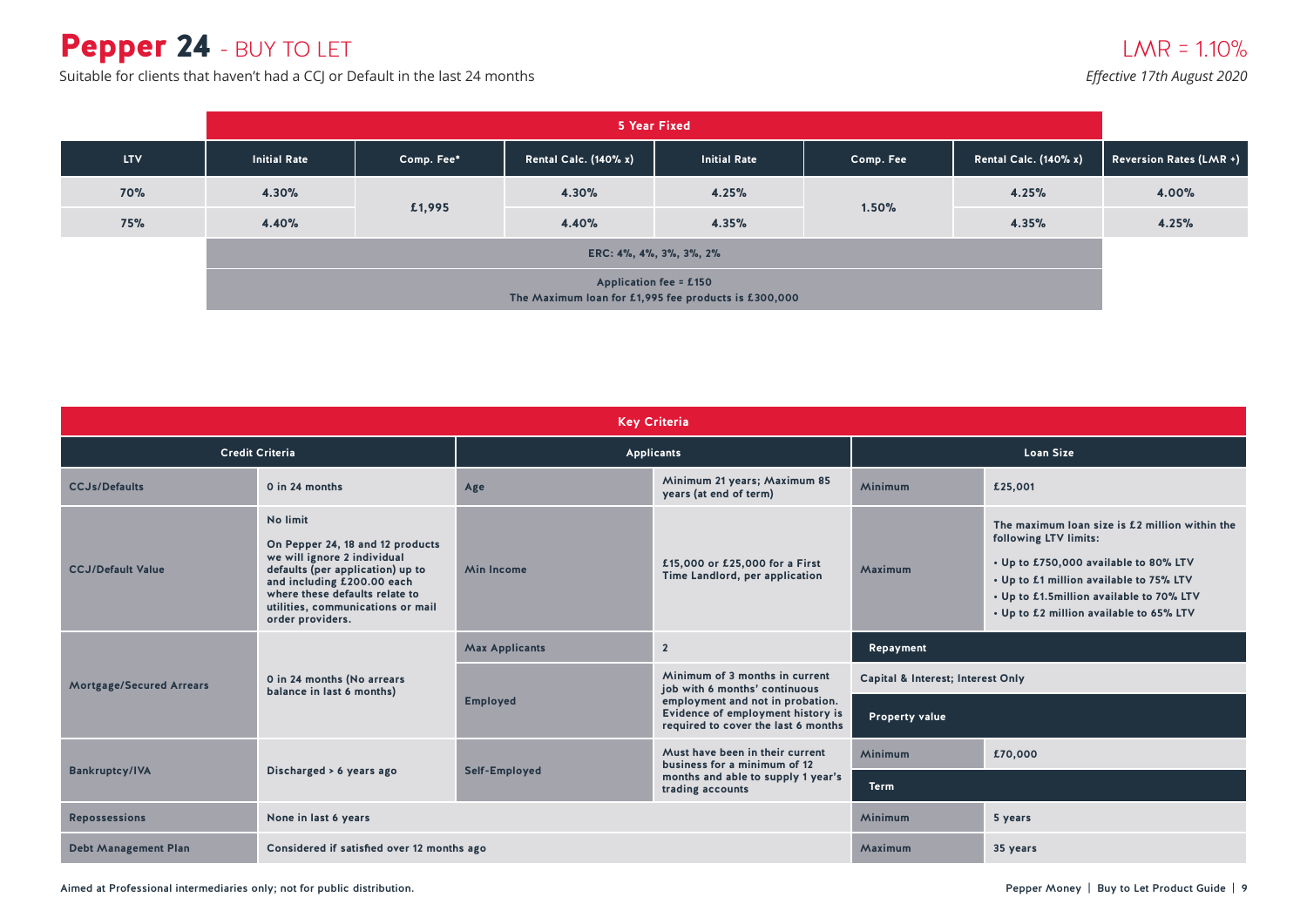# Pepper 24 - BUY TO LET

Suitable for clients that haven't had a CCJ or Default in the last 24 months

LMR = 1.10%

*Effective 17th August 2020*

| | 5 Year Fixed | | | | | | |
|---|---|---|---|---|---|---|---|
| LTV | Initial Rate | Comp. Fee* | Rental Calc. (140% x) | Initial Rate | Comp. Fee | Rental Calc. (140% x) | Reversion Rates (LMR +) |
| 70% | 4.30% | £1,995 | 4.30% | 4.25% | 1.50% | 4.25% | 4.00% |
| 75% | 4.40% | | 4.40% | 4.35% | | 4.35% | 4.25% |
| | ERC: 4%, 4%, 3%, 3%, 2% | | | | | | |
| | Application fee = £150<br>The Maximum loan for £1,995 fee products is £300,000 | | | | | | |

## Key Criteria

| Credit Criteria | | Applicants | | Loan Size | |
|---|---|---|---|---|---|
| CCJs/Defaults | 0 in 24 months | Age | Minimum 21 years; Maximum 85 years (at end of term) | Minimum | £25,001 |
| CCJ/Default Value | No limit<br><br>On Pepper 24, 18 and 12 products we will ignore 2 individual defaults (per application) up to and including £200.00 each where these defaults relate to utilities, communications or mail order providers. | Min Income | £15,000 or £25,000 for a First Time Landlord, per application | Maximum | The maximum loan size is £2 million within the following LTV limits:<br>• Up to £750,000 available to 80% LTV<br>• Up to £1 million available to 75% LTV<br>• Up to £1.5million available to 70% LTV<br>• Up to £2 million available to 65% LTV |
| Mortgage/Secured Arrears | 0 in 24 months (No arrears balance in last 6 months) | Max Applicants | 2 | **Repayment** | |
| | | Employed | Minimum of 3 months in current job with 6 months' continuous employment and not in probation. Evidence of employment history is required to cover the last 6 months | Capital & Interest; Interest Only | |
| | | | | **Property value** | |
| Bankruptcy/IVA | Discharged > 6 years ago | Self-Employed | Must have been in their current business for a minimum of 12 months and able to supply 1 year's trading accounts | Minimum | £70,000 |
| | | | | **Term** | |
| Repossessions | None in last 6 years | | | Minimum | 5 years |
| Debt Management Plan | Considered if satisfied over 12 months ago | | | Maximum | 35 years |

Aimed at Professional intermediaries only; not for public distribution.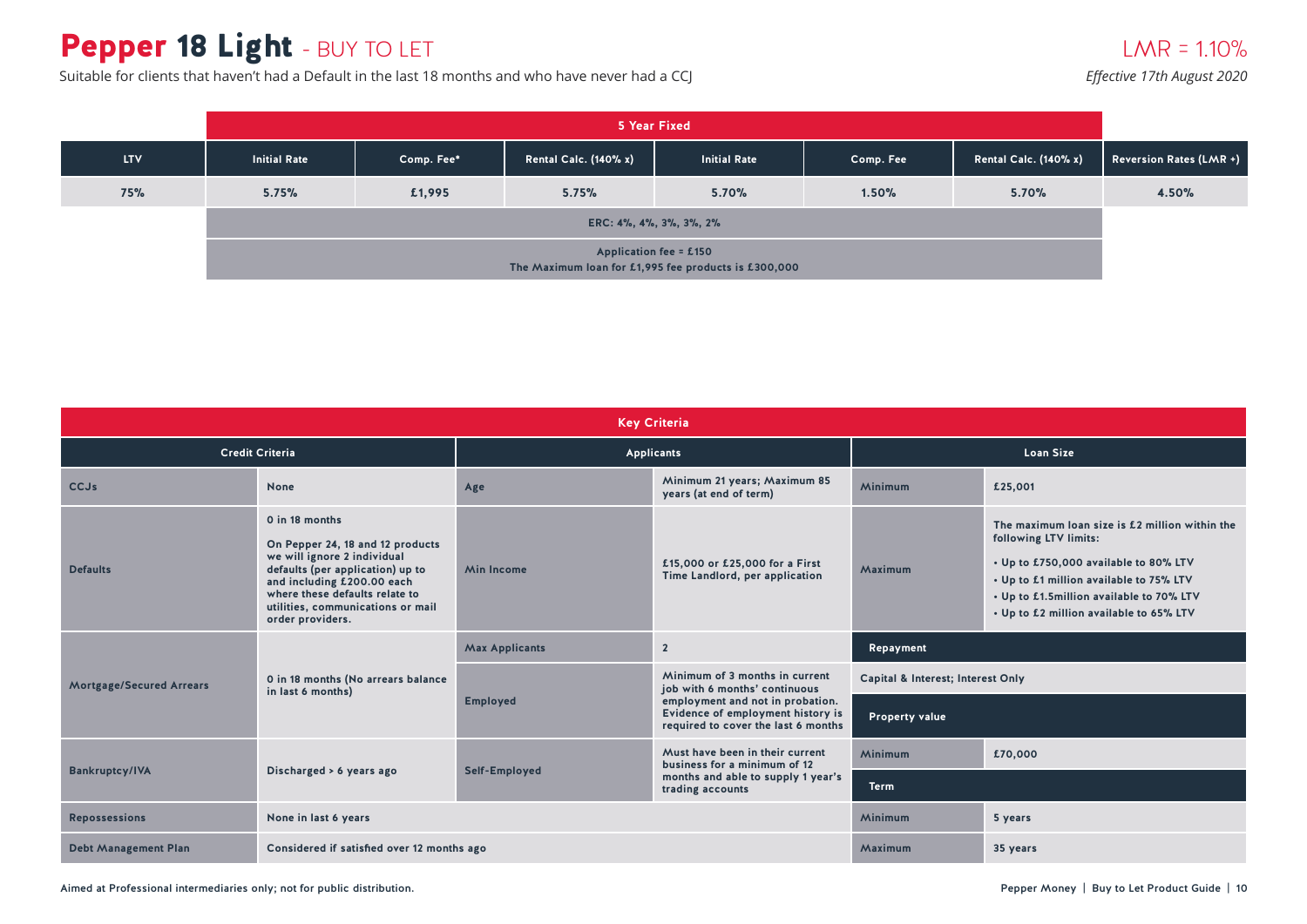# Pepper 18 Light - BUY TO LET

LMR = 1.10%

Suitable for clients that haven't had a Default in the last 18 months and who have never had a CCJ

*Effective 17th August 2020*

| | 5 Year Fixed | | | | | | |
|---|---|---|---|---|---|---|---|
| **LTV** | **Initial Rate** | **Comp. Fee*** | **Rental Calc. (140% x)** | **Initial Rate** | **Comp. Fee** | **Rental Calc. (140% x)** | **Reversion Rates (LMR +)** |
| 75% | 5.75% | £1,995 | 5.75% | 5.70% | 1.50% | 5.70% | 4.50% |
| | ERC: 4%, 4%, 3%, 3%, 2% | | | | | | |
| | Application fee = £150<br>The Maximum loan for £1,995 fee products is £300,000 | | | | | | |

## Key Criteria

| Credit Criteria | | Applicants | | Loan Size | |
|---|---|---|---|---|---|
| CCJs | None | Age | Minimum 21 years; Maximum 85 years (at end of term) | Minimum | £25,001 |
| Defaults | 0 in 18 months<br><br>On Pepper 24, 18 and 12 products we will ignore 2 individual defaults (per application) up to and including £200.00 each where these defaults relate to utilities, communications or mail order providers. | Min Income | £15,000 or £25,000 for a First Time Landlord, per application | Maximum | The maximum loan size is £2 million within the following LTV limits:<br>• Up to £750,000 available to 80% LTV<br>• Up to £1 million available to 75% LTV<br>• Up to £1.5million available to 70% LTV<br>• Up to £2 million available to 65% LTV |
| Mortgage/Secured Arrears | 0 in 18 months (No arrears balance in last 6 months) | Max Applicants | 2 | **Repayment** | |
| | | Employed | Minimum of 3 months in current job with 6 months' continuous employment and not in probation. Evidence of employment history is required to cover the last 6 months | Capital & Interest; Interest Only | |
| | | | | **Property value** | |
| Bankruptcy/IVA | Discharged > 6 years ago | Self-Employed | Must have been in their current business for a minimum of 12 months and able to supply 1 year's trading accounts | Minimum | £70,000 |
| | | | | **Term** | |
| Repossessions | None in last 6 years | | | Minimum | 5 years |
| Debt Management Plan | Considered if satisfied over 12 months ago | | | Maximum | 35 years |

Aimed at Professional intermediaries only; not for public distribution.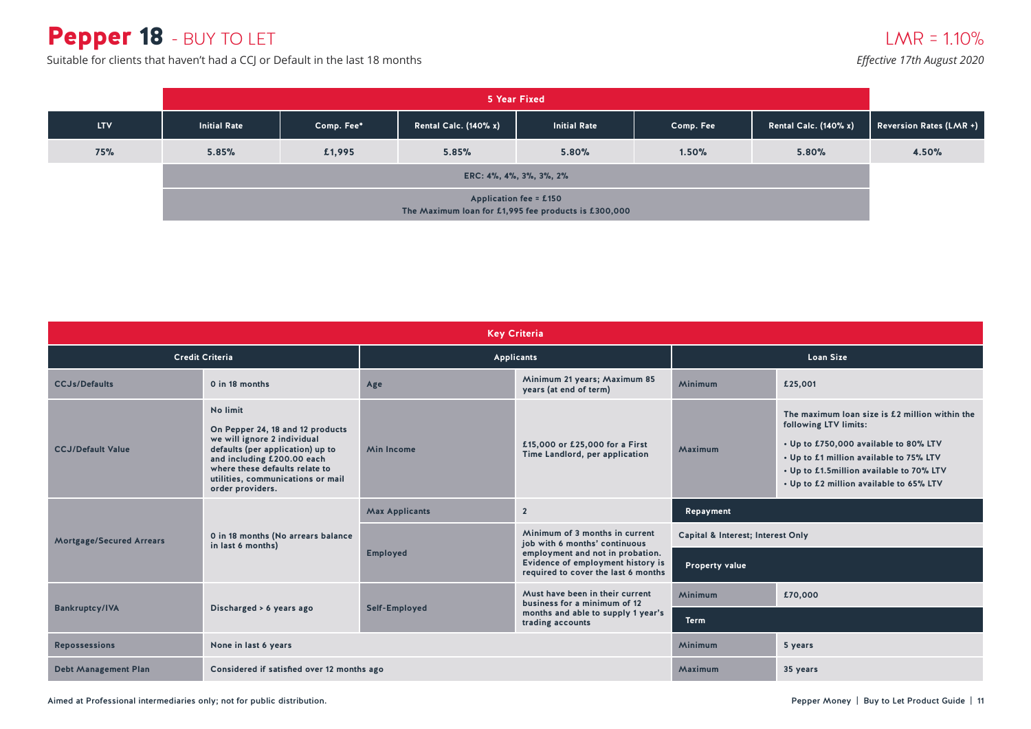# Pepper 18 - BUY TO LET

Suitable for clients that haven't had a CCJ or Default in the last 18 months

LMR = 1.10%

*Effective 17th August 2020*

| | 5 Year Fixed | | | | | | |
|---|---|---|---|---|---|---|---|
| LTV | Initial Rate | Comp. Fee* | Rental Calc. (140% x) | Initial Rate | Comp. Fee | Rental Calc. (140% x) | Reversion Rates (LMR +) |
| 75% | 5.85% | £1,995 | 5.85% | 5.80% | 1.50% | 5.80% | 4.50% |
| | ERC: 4%, 4%, 3%, 3%, 2% | | | | | | |
| | Application fee = £150<br>The Maximum loan for £1,995 fee products is £300,000 | | | | | | |

## Key Criteria

| Credit Criteria | | Applicants | | Loan Size | |
|---|---|---|---|---|---|
| CCJs/Defaults | 0 in 18 months | Age | Minimum 21 years; Maximum 85 years (at end of term) | Minimum | £25,001 |
| CCJ/Default Value | No limit<br>On Pepper 24, 18 and 12 products we will ignore 2 individual defaults (per application) up to and including £200.00 each where these defaults relate to utilities, communications or mail order providers. | Min Income | £15,000 or £25,000 for a First Time Landlord, per application | Maximum | The maximum loan size is £2 million within the following LTV limits:<br>• Up to £750,000 available to 80% LTV<br>• Up to £1 million available to 75% LTV<br>• Up to £1.5million available to 70% LTV<br>• Up to £2 million available to 65% LTV |
| Mortgage/Secured Arrears | 0 in 18 months (No arrears balance in last 6 months) | Max Applicants | 2 | **Repayment** | |
| | | Employed | Minimum of 3 months in current job with 6 months' continuous employment and not in probation. Evidence of employment history is required to cover the last 6 months | Capital & Interest; Interest Only | |
| | | | | **Property value** | |
| Bankruptcy/IVA | Discharged > 6 years ago | Self-Employed | Must have been in their current business for a minimum of 12 months and able to supply 1 year's trading accounts | Minimum | £70,000 |
| | | | | **Term** | |
| Repossessions | None in last 6 years | | | Minimum | 5 years |
| Debt Management Plan | Considered if satisfied over 12 months ago | | | Maximum | 35 years |

Aimed at Professional intermediaries only; not for public distribution.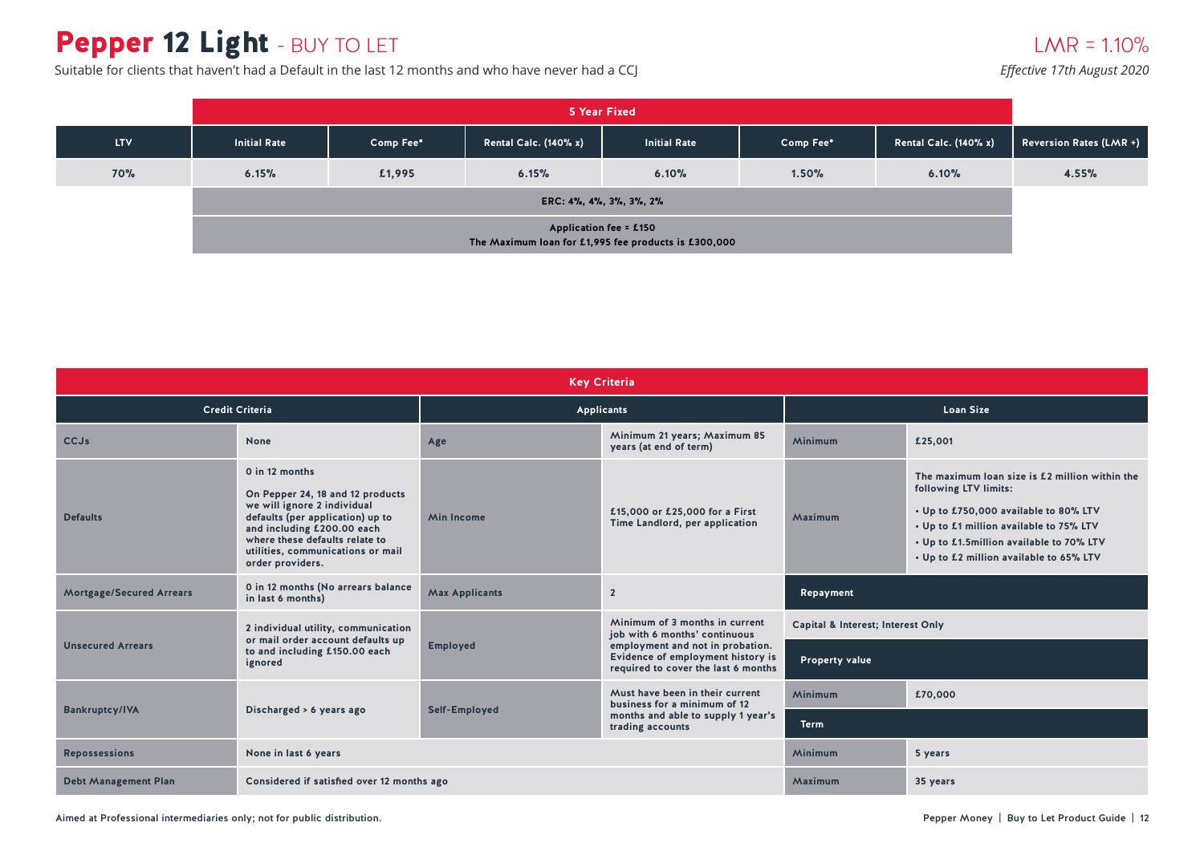# Pepper 12 Light - BUY TO LET

LMR = 1.10%

Suitable for clients that haven't had a Default in the last 12 months and who have never had a CCJ

*Effective 17th August 2020*

| | 5 Year Fixed | | | | | | |
|---|---|---|---|---|---|---|---|
| **LTV** | **Initial Rate** | **Comp Fee*** | **Rental Calc. (140% x)** | **Initial Rate** | **Comp Fee*** | **Rental Calc. (140% x)** | **Reversion Rates (LMR +)** |
| 70% | 6.15% | £1,995 | 6.15% | 6.10% | 1.50% | 6.10% | 4.55% |
| | ERC: 4%, 4%, 3%, 3%, 2% | | | | | | |
| | Application fee = £150<br>The Maximum loan for £1,995 fee products is £300,000 | | | | | | |

## Key Criteria

| Credit Criteria | | Applicants | | Loan Size | |
|---|---|---|---|---|---|
| CCJs | None | Age | Minimum 21 years; Maximum 85 years (at end of term) | Minimum | £25,001 |
| Defaults | 0 in 12 months<br><br>On Pepper 24, 18 and 12 products we will ignore 2 individual defaults (per application) up to and including £200.00 each where these defaults relate to utilities, communications or mail order providers. | Min Income | £15,000 or £25,000 for a First Time Landlord, per application | Maximum | The maximum loan size is £2 million within the following LTV limits:<br>• Up to £750,000 available to 80% LTV<br>• Up to £1 million available to 75% LTV<br>• Up to £1.5million available to 70% LTV<br>• Up to £2 million available to 65% LTV |
| Mortgage/Secured Arrears | 0 in 12 months (No arrears balance in last 6 months) | Max Applicants | 2 | **Repayment** | |
| Unsecured Arrears | 2 individual utility, communication or mail order account defaults up to and including £150.00 each ignored | Employed | Minimum of 3 months in current job with 6 months' continuous employment and not in probation. Evidence of employment history is required to cover the last 6 months | Capital & Interest; Interest Only<br><br>**Property value** | |
| Bankruptcy/IVA | Discharged > 6 years ago | Self-Employed | Must have been in their current business for a minimum of 12 months and able to supply 1 year's trading accounts | Minimum | £70,000 |
| | | | | **Term** | |
| Repossessions | None in last 6 years | | | Minimum | 5 years |
| Debt Management Plan | Considered if satisfied over 12 months ago | | | Maximum | 35 years |

Aimed at Professional intermediaries only; not for public distribution.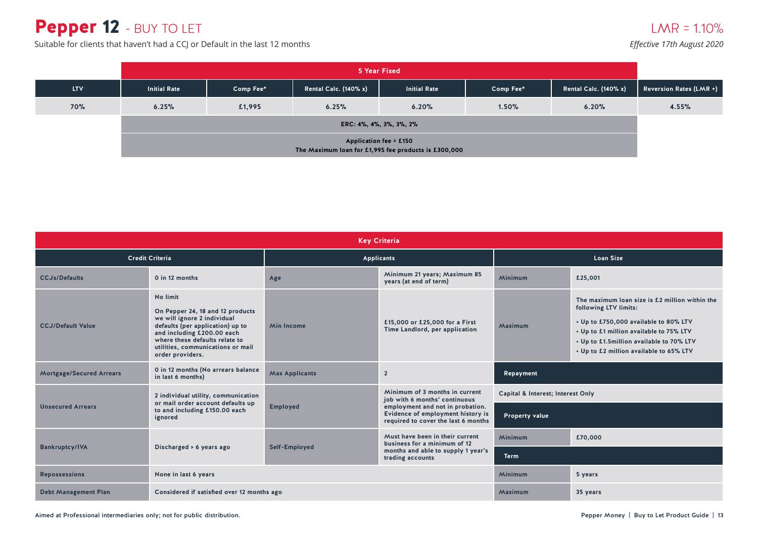# Pepper 12 - BUY TO LET

Suitable for clients that haven't had a CCJ or Default in the last 12 months

LMR = 1.10%

*Effective 17th August 2020*

| | 5 Year Fixed | | | | | | |
|---|---|---|---|---|---|---|---|
| **LTV** | **Initial Rate** | **Comp Fee*** | **Rental Calc. (140% x)** | **Initial Rate** | **Comp Fee*** | **Rental Calc. (140% x)** | **Reversion Rates (LMR +)** |
| 70% | 6.25% | £1,995 | 6.25% | 6.20% | 1.50% | 6.20% | 4.55% |
| | ERC: 4%, 4%, 3%, 3%, 2% | | | | | | |
| | Application fee = £150<br>The Maximum loan for £1,995 fee products is £300,000 | | | | | | |

## Key Criteria

| Credit Criteria | | Applicants | | Loan Size | |
|---|---|---|---|---|---|
| CCJs/Defaults | 0 in 12 months | Age | Minimum 21 years; Maximum 85 years (at end of term) | Minimum | £25,001 |
| CCJ/Default Value | No limit<br><br>On Pepper 24, 18 and 12 products we will ignore 2 individual defaults (per application) up to and including £200.00 each where these defaults relate to utilities, communications or mail order providers. | Min Income | £15,000 or £25,000 for a First Time Landlord, per application | Maximum | The maximum loan size is £2 million within the following LTV limits:<br>• Up to £750,000 available to 80% LTV<br>• Up to £1 million available to 75% LTV<br>• Up to £1.5million available to 70% LTV<br>• Up to £2 million available to 65% LTV |
| Mortgage/Secured Arrears | 0 in 12 months (No arrears balance in last 6 months) | Max Applicants | 2 | **Repayment** | |
| Unsecured Arrears | 2 individual utility, communication or mail order account defaults up to and including £150.00 each ignored | Employed | Minimum of 3 months in current job with 6 months' continuous employment and not in probation. Evidence of employment history is required to cover the last 6 months | Capital & Interest; Interest Only<br><br>**Property value** | |
| Bankruptcy/IVA | Discharged > 6 years ago | Self-Employed | Must have been in their current business for a minimum of 12 months and able to supply 1 year's trading accounts | Minimum<br><br>**Term** | £70,000 |
| Repossessions | None in last 6 years | | | Minimum | 5 years |
| Debt Management Plan | Considered if satisfied over 12 months ago | | | Maximum | 35 years |

Aimed at Professional intermediaries only; not for public distribution.